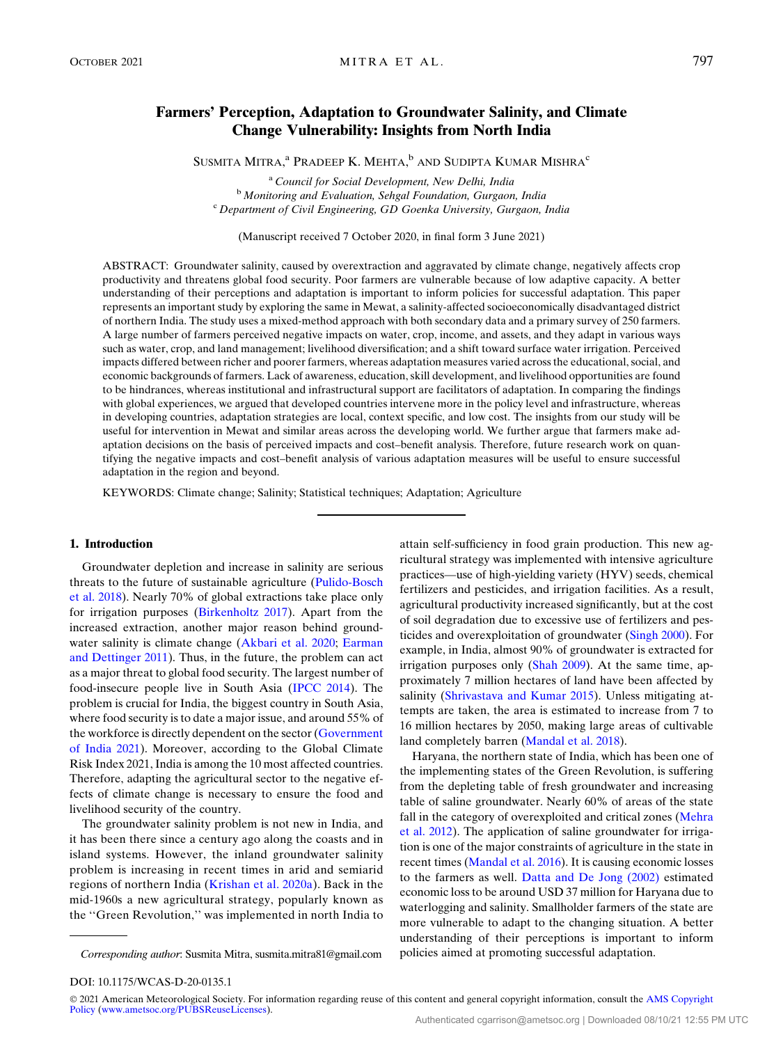# Farmers' Perception, Adaptation to Groundwater Salinity, and Climate Change Vulnerability: Insights from North India

Susmita Mitra,[a] Pradeep K. Mehta,[b] and Sudipta Kumar Mishra[c]

[a] *Council for Social Development, New Delhi, India*
[b] *Monitoring and Evaluation, Sehgal Foundation, Gurgaon, India*
[c] *Department of Civil Engineering, GD Goenka University, Gurgaon, India*

(Manuscript received 7 October 2020, in final form 3 June 2021)

ABSTRACT: Groundwater salinity, caused by overextraction and aggravated by climate change, negatively affects crop productivity and threatens global food security. Poor farmers are vulnerable because of low adaptive capacity. A better understanding of their perceptions and adaptation is important to inform policies for successful adaptation. This paper represents an important study by exploring the same in Mewat, a salinity-affected socioeconomically disadvantaged district of northern India. The study uses a mixed-method approach with both secondary data and a primary survey of 250 farmers. A large number of farmers perceived negative impacts on water, crop, income, and assets, and they adapt in various ways such as water, crop, and land management; livelihood diversification; and a shift toward surface water irrigation. Perceived impacts differed between richer and poorer farmers, whereas adaptation measures varied across the educational, social, and economic backgrounds of farmers. Lack of awareness, education, skill development, and livelihood opportunities are found to be hindrances, whereas institutional and infrastructural support are facilitators of adaptation. In comparing the findings with global experiences, we argued that developed countries intervene more in the policy level and infrastructure, whereas in developing countries, adaptation strategies are local, context specific, and low cost. The insights from our study will be useful for intervention in Mewat and similar areas across the developing world. We further argue that farmers make adaptation decisions on the basis of perceived impacts and cost–benefit analysis. Therefore, future research work on quantifying the negative impacts and cost–benefit analysis of various adaptation measures will be useful to ensure successful adaptation in the region and beyond.

KEYWORDS: Climate change; Salinity; Statistical techniques; Adaptation; Agriculture

## 1. Introduction

Groundwater depletion and increase in salinity are serious threats to the future of sustainable agriculture (Pulido-Bosch et al. 2018). Nearly 70% of global extractions take place only for irrigation purposes (Birkenholtz 2017). Apart from the increased extraction, another major reason behind groundwater salinity is climate change (Akbari et al. 2020; Earman and Dettinger 2011). Thus, in the future, the problem can act as a major threat to global food security. The largest number of food-insecure people live in South Asia (IPCC 2014). The problem is crucial for India, the biggest country in South Asia, where food security is to date a major issue, and around 55% of the workforce is directly dependent on the sector (Government of India 2021). Moreover, according to the Global Climate Risk Index 2021, India is among the 10 most affected countries. Therefore, adapting the agricultural sector to the negative effects of climate change is necessary to ensure the food and livelihood security of the country.

The groundwater salinity problem is not new in India, and it has been there since a century ago along the coasts and in island systems. However, the inland groundwater salinity problem is increasing in recent times in arid and semiarid regions of northern India (Krishan et al. 2020a). Back in the mid-1960s a new agricultural strategy, popularly known as the ''Green Revolution,'' was implemented in north India to attain self-sufficiency in food grain production. This new agricultural strategy was implemented with intensive agriculture practices—use of high-yielding variety (HYV) seeds, chemical fertilizers and pesticides, and irrigation facilities. As a result, agricultural productivity increased significantly, but at the cost of soil degradation due to excessive use of fertilizers and pesticides and overexploitation of groundwater (Singh 2000). For example, in India, almost 90% of groundwater is extracted for irrigation purposes only (Shah 2009). At the same time, approximately 7 million hectares of land have been affected by salinity (Shrivastava and Kumar 2015). Unless mitigating attempts are taken, the area is estimated to increase from 7 to 16 million hectares by 2050, making large areas of cultivable land completely barren (Mandal et al. 2018).

Haryana, the northern state of India, which has been one of the implementing states of the Green Revolution, is suffering from the depleting table of fresh groundwater and increasing table of saline groundwater. Nearly 60% of areas of the state fall in the category of overexploited and critical zones (Mehra et al. 2012). The application of saline groundwater for irrigation is one of the major constraints of agriculture in the state in recent times (Mandal et al. 2016). It is causing economic losses to the farmers as well. Datta and De Jong (2002) estimated economic loss to be around USD 37 million for Haryana due to waterlogging and salinity. Smallholder farmers of the state are more vulnerable to adapt to the changing situation. A better understanding of their perceptions is important to inform policies aimed at promoting successful adaptation.

*Corresponding author*: Susmita Mitra, susmita.mitra81@gmail.com

DOI: 10.1175/WCAS-D-20-0135.1

© 2021 American Meteorological Society. For information regarding reuse of this content and general copyright information, consult the AMS Copyright Policy (www.ametsoc.org/PUBSReuseLicenses).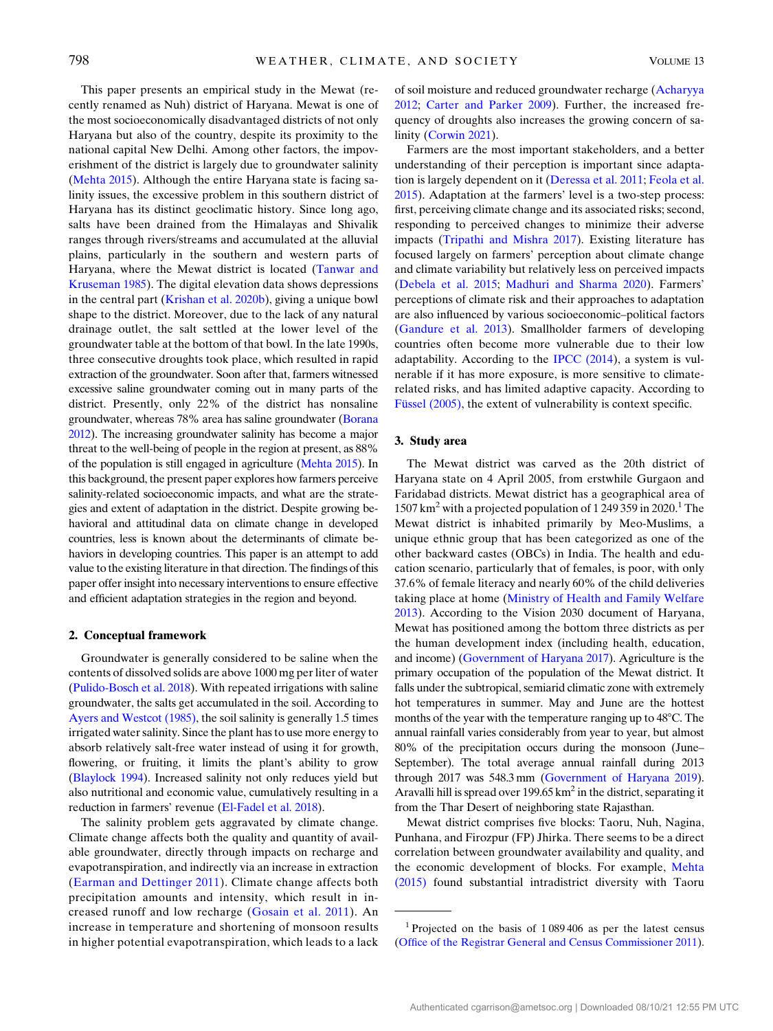This paper presents an empirical study in the Mewat (recently renamed as Nuh) district of Haryana. Mewat is one of the most socioeconomically disadvantaged districts of not only Haryana but also of the country, despite its proximity to the national capital New Delhi. Among other factors, the impoverishment of the district is largely due to groundwater salinity (Mehta 2015). Although the entire Haryana state is facing salinity issues, the excessive problem in this southern district of Haryana has its distinct geoclimatic history. Since long ago, salts have been drained from the Himalayas and Shivalik ranges through rivers/streams and accumulated at the alluvial plains, particularly in the southern and western parts of Haryana, where the Mewat district is located (Tanwar and Kruseman 1985). The digital elevation data shows depressions in the central part (Krishan et al. 2020b), giving a unique bowl shape to the district. Moreover, due to the lack of any natural drainage outlet, the salt settled at the lower level of the groundwater table at the bottom of that bowl. In the late 1990s, three consecutive droughts took place, which resulted in rapid extraction of the groundwater. Soon after that, farmers witnessed excessive saline groundwater coming out in many parts of the district. Presently, only 22% of the district has nonsaline groundwater, whereas 78% area has saline groundwater (Borana 2012). The increasing groundwater salinity has become a major threat to the well-being of people in the region at present, as 88% of the population is still engaged in agriculture (Mehta 2015). In this background, the present paper explores how farmers perceive salinity-related socioeconomic impacts, and what are the strategies and extent of adaptation in the district. Despite growing behavioral and attitudinal data on climate change in developed countries, less is known about the determinants of climate behaviors in developing countries. This paper is an attempt to add value to the existing literature in that direction. The findings of this paper offer insight into necessary interventions to ensure effective and efficient adaptation strategies in the region and beyond.

## 2. Conceptual framework

Groundwater is generally considered to be saline when the contents of dissolved solids are above 1000 mg per liter of water (Pulido-Bosch et al. 2018). With repeated irrigations with saline groundwater, the salts get accumulated in the soil. According to Ayers and Westcot (1985), the soil salinity is generally 1.5 times irrigated water salinity. Since the plant has to use more energy to absorb relatively salt-free water instead of using it for growth, flowering, or fruiting, it limits the plant's ability to grow (Blaylock 1994). Increased salinity not only reduces yield but also nutritional and economic value, cumulatively resulting in a reduction in farmers' revenue (El-Fadel et al. 2018).

The salinity problem gets aggravated by climate change. Climate change affects both the quality and quantity of available groundwater, directly through impacts on recharge and evapotranspiration, and indirectly via an increase in extraction (Earman and Dettinger 2011). Climate change affects both precipitation amounts and intensity, which result in increased runoff and low recharge (Gosain et al. 2011). An increase in temperature and shortening of monsoon results in higher potential evapotranspiration, which leads to a lack of soil moisture and reduced groundwater recharge (Acharyya 2012; Carter and Parker 2009). Further, the increased frequency of droughts also increases the growing concern of salinity (Corwin 2021).

Farmers are the most important stakeholders, and a better understanding of their perception is important since adaptation is largely dependent on it (Deressa et al. 2011; Feola et al. 2015). Adaptation at the farmers' level is a two-step process: first, perceiving climate change and its associated risks; second, responding to perceived changes to minimize their adverse impacts (Tripathi and Mishra 2017). Existing literature has focused largely on farmers' perception about climate change and climate variability but relatively less on perceived impacts (Debela et al. 2015; Madhuri and Sharma 2020). Farmers' perceptions of climate risk and their approaches to adaptation are also influenced by various socioeconomic–political factors (Gandure et al. 2013). Smallholder farmers of developing countries often become more vulnerable due to their low adaptability. According to the IPCC (2014), a system is vulnerable if it has more exposure, is more sensitive to climate-related risks, and has limited adaptive capacity. According to Füssel (2005), the extent of vulnerability is context specific.

## 3. Study area

The Mewat district was carved as the 20th district of Haryana state on 4 April 2005, from erstwhile Gurgaon and Faridabad districts. Mewat district has a geographical area of 1507 km$^2$ with a projected population of 1 249 359 in 2020.[1] The Mewat district is inhabited primarily by Meo-Muslims, a unique ethnic group that has been categorized as one of the other backward castes (OBCs) in India. The health and education scenario, particularly that of females, is poor, with only 37.6% of female literacy and nearly 60% of the child deliveries taking place at home (Ministry of Health and Family Welfare 2013). According to the Vision 2030 document of Haryana, Mewat has positioned among the bottom three districts as per the human development index (including health, education, and income) (Government of Haryana 2017). Agriculture is the primary occupation of the population of the Mewat district. It falls under the subtropical, semiarid climatic zone with extremely hot temperatures in summer. May and June are the hottest months of the year with the temperature ranging up to 48°C. The annual rainfall varies considerably from year to year, but almost 80% of the precipitation occurs during the monsoon (June–September). The total average annual rainfall during 2013 through 2017 was 548.3 mm (Government of Haryana 2019). Aravalli hill is spread over 199.65 km$^2$ in the district, separating it from the Thar Desert of neighboring state Rajasthan.

Mewat district comprises five blocks: Taoru, Nuh, Nagina, Punhana, and Firozpur (FP) Jhirka. There seems to be a direct correlation between groundwater availability and quality, and the economic development of blocks. For example, Mehta (2015) found substantial intradistrict diversity with Taoru

[1] Projected on the basis of 1 089 406 as per the latest census (Office of the Registrar General and Census Commissioner 2011).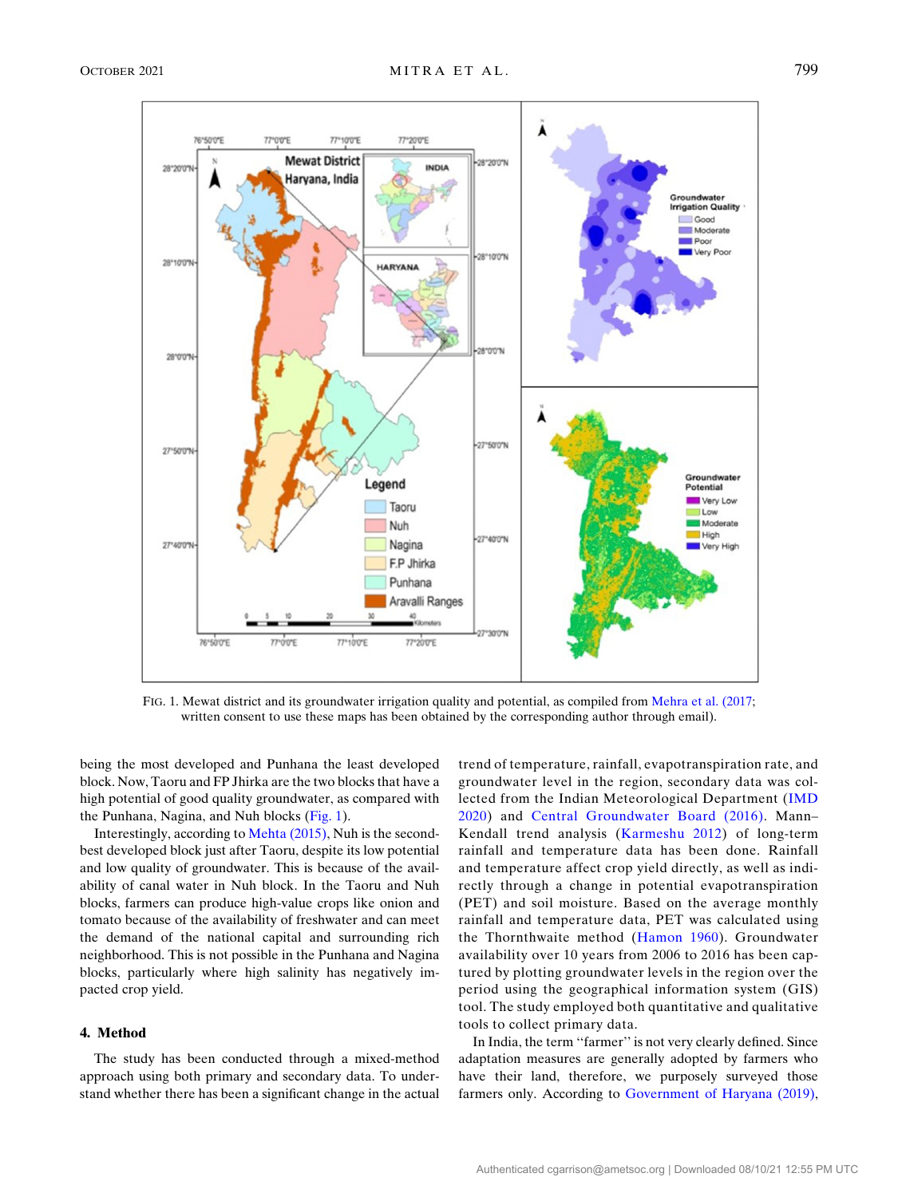FIG. 1. Mewat district and its groundwater irrigation quality and potential, as compiled from Mehra et al. (2017; written consent to use these maps has been obtained by the corresponding author through email).

being the most developed and Punhana the least developed block. Now, Taoru and FP Jhirka are the two blocks that have a high potential of good quality groundwater, as compared with the Punhana, Nagina, and Nuh blocks (Fig. 1).

Interestingly, according to Mehta (2015), Nuh is the second-best developed block just after Taoru, despite its low potential and low quality of groundwater. This is because of the availability of canal water in Nuh block. In the Taoru and Nuh blocks, farmers can produce high-value crops like onion and tomato because of the availability of freshwater and can meet the demand of the national capital and surrounding rich neighborhood. This is not possible in the Punhana and Nagina blocks, particularly where high salinity has negatively impacted crop yield.

## 4. Method

The study has been conducted through a mixed-method approach using both primary and secondary data. To understand whether there has been a significant change in the actual trend of temperature, rainfall, evapotranspiration rate, and groundwater level in the region, secondary data was collected from the Indian Meteorological Department (IMD 2020) and Central Groundwater Board (2016). Mann–Kendall trend analysis (Karmeshu 2012) of long-term rainfall and temperature data has been done. Rainfall and temperature affect crop yield directly, as well as indirectly through a change in potential evapotranspiration (PET) and soil moisture. Based on the average monthly rainfall and temperature data, PET was calculated using the Thornthwaite method (Hamon 1960). Groundwater availability over 10 years from 2006 to 2016 has been captured by plotting groundwater levels in the region over the period using the geographical information system (GIS) tool. The study employed both quantitative and qualitative tools to collect primary data.

In India, the term "farmer" is not very clearly defined. Since adaptation measures are generally adopted by farmers who have their land, therefore, we purposely surveyed those farmers only. According to Government of Haryana (2019),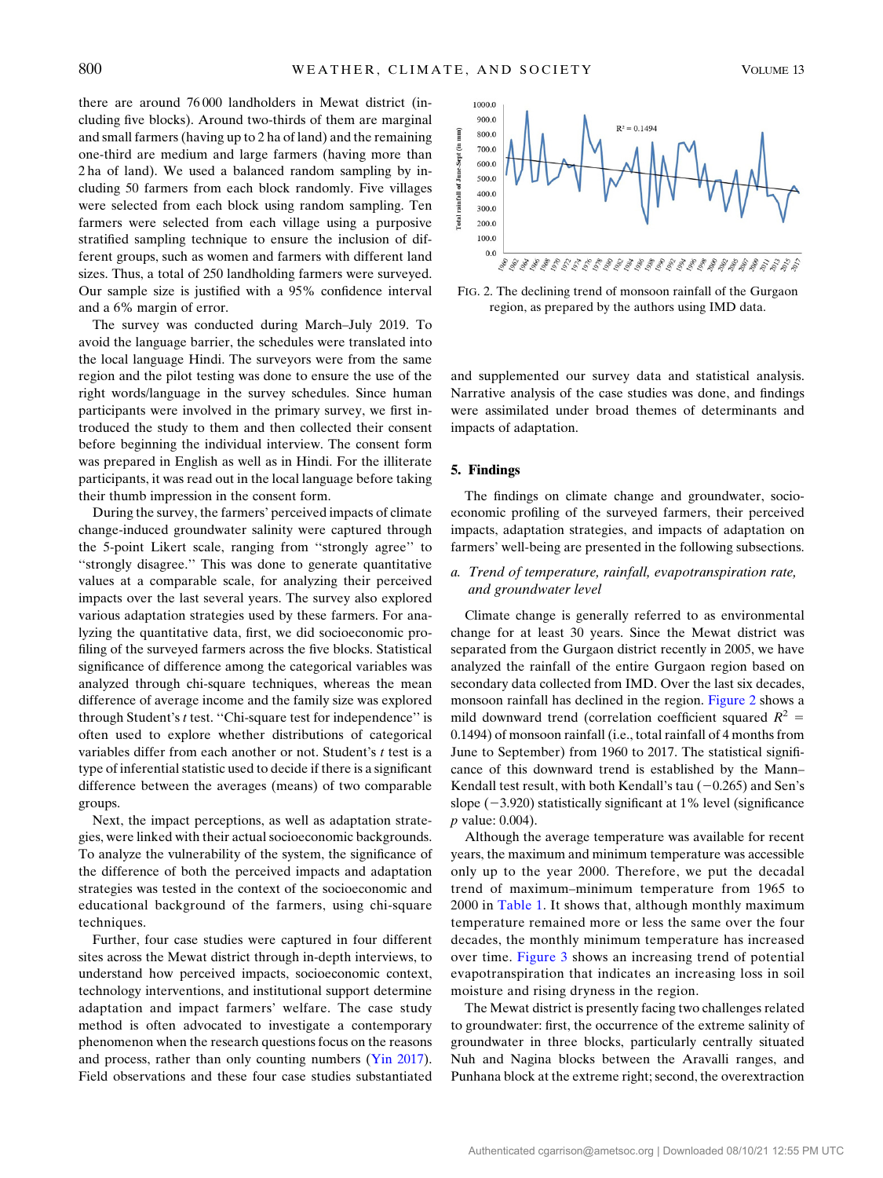there are around 76 000 landholders in Mewat district (including five blocks). Around two-thirds of them are marginal and small farmers (having up to 2 ha of land) and the remaining one-third are medium and large farmers (having more than 2 ha of land). We used a balanced random sampling by including 50 farmers from each block randomly. Five villages were selected from each block using random sampling. Ten farmers were selected from each village using a purposive stratified sampling technique to ensure the inclusion of different groups, such as women and farmers with different land sizes. Thus, a total of 250 landholding farmers were surveyed. Our sample size is justified with a 95% confidence interval and a 6% margin of error.

The survey was conducted during March–July 2019. To avoid the language barrier, the schedules were translated into the local language Hindi. The surveyors were from the same region and the pilot testing was done to ensure the use of the right words/language in the survey schedules. Since human participants were involved in the primary survey, we first introduced the study to them and then collected their consent before beginning the individual interview. The consent form was prepared in English as well as in Hindi. For the illiterate participants, it was read out in the local language before taking their thumb impression in the consent form.

During the survey, the farmers' perceived impacts of climate change-induced groundwater salinity were captured through the 5-point Likert scale, ranging from ''strongly agree'' to ''strongly disagree.'' This was done to generate quantitative values at a comparable scale, for analyzing their perceived impacts over the last several years. The survey also explored various adaptation strategies used by these farmers. For analyzing the quantitative data, first, we did socioeconomic profiling of the surveyed farmers across the five blocks. Statistical significance of difference among the categorical variables was analyzed through chi-square techniques, whereas the mean difference of average income and the family size was explored through Student's *t* test. ''Chi-square test for independence'' is often used to explore whether distributions of categorical variables differ from each another or not. Student's *t* test is a type of inferential statistic used to decide if there is a significant difference between the averages (means) of two comparable groups.

Next, the impact perceptions, as well as adaptation strategies, were linked with their actual socioeconomic backgrounds. To analyze the vulnerability of the system, the significance of the difference of both the perceived impacts and adaptation strategies was tested in the context of the socioeconomic and educational background of the farmers, using chi-square techniques.

Further, four case studies were captured in four different sites across the Mewat district through in-depth interviews, to understand how perceived impacts, socioeconomic context, technology interventions, and institutional support determine adaptation and impact farmers' welfare. The case study method is often advocated to investigate a contemporary phenomenon when the research questions focus on the reasons and process, rather than only counting numbers (Yin 2017). Field observations and these four case studies substantiated and supplemented our survey data and statistical analysis. Narrative analysis of the case studies was done, and findings were assimilated under broad themes of determinants and impacts of adaptation.

FIG. 2. The declining trend of monsoon rainfall of the Gurgaon region, as prepared by the authors using IMD data.

## 5. Findings

The findings on climate change and groundwater, socioeconomic profiling of the surveyed farmers, their perceived impacts, adaptation strategies, and impacts of adaptation on farmers' well-being are presented in the following subsections.

### *a. Trend of temperature, rainfall, evapotranspiration rate, and groundwater level*

Climate change is generally referred to as environmental change for at least 30 years. Since the Mewat district was separated from the Gurgaon district recently in 2005, we have analyzed the rainfall of the entire Gurgaon region based on secondary data collected from IMD. Over the last six decades, monsoon rainfall has declined in the region. Figure 2 shows a mild downward trend (correlation coefficient squared $R^2 = 0.1494$) of monsoon rainfall (i.e., total rainfall of 4 months from June to September) from 1960 to 2017. The statistical significance of this downward trend is established by the Mann–Kendall test result, with both Kendall's tau ($-0.265$) and Sen's slope ($-3.920$) statistically significant at 1% level (significance $p$ value: 0.004).

Although the average temperature was available for recent years, the maximum and minimum temperature was accessible only up to the year 2000. Therefore, we put the decadal trend of maximum–minimum temperature from 1965 to 2000 in Table 1. It shows that, although monthly maximum temperature remained more or less the same over the four decades, the monthly minimum temperature has increased over time. Figure 3 shows an increasing trend of potential evapotranspiration that indicates an increasing loss in soil moisture and rising dryness in the region.

The Mewat district is presently facing two challenges related to groundwater: first, the occurrence of the extreme salinity of groundwater in three blocks, particularly centrally situated Nuh and Nagina blocks between the Aravalli ranges, and Punhana block at the extreme right; second, the overextraction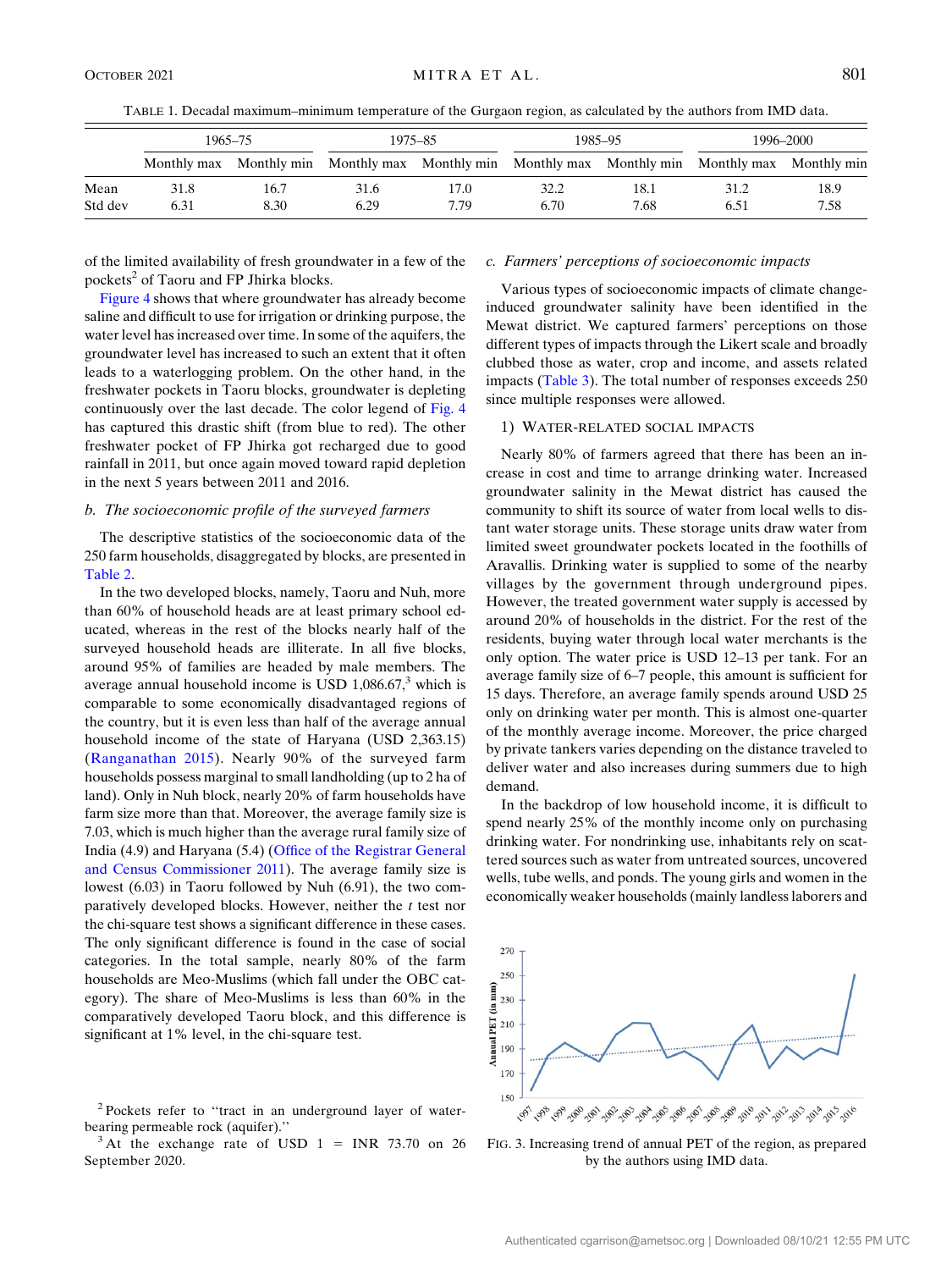TABLE 1. Decadal maximum–minimum temperature of the Gurgaon region, as calculated by the authors from IMD data.

| | 1965–75 | | 1975–85 | | 1985–95 | | 1996–2000 | |
|---|---|---|---|---|---|---|---|---|
| | Monthly max | Monthly min | Monthly max | Monthly min | Monthly max | Monthly min | Monthly max | Monthly min |
| Mean | 31.8 | 16.7 | 31.6 | 17.0 | 32.2 | 18.1 | 31.2 | 18.9 |
| Std dev | 6.31 | 8.30 | 6.29 | 7.79 | 6.70 | 7.68 | 6.51 | 7.58 |

of the limited availability of fresh groundwater in a few of the pockets[2] of Taoru and FP Jhirka blocks.

Figure 4 shows that where groundwater has already become saline and difficult to use for irrigation or drinking purpose, the water level has increased over time. In some of the aquifers, the groundwater level has increased to such an extent that it often leads to a waterlogging problem. On the other hand, in the freshwater pockets in Taoru blocks, groundwater is depleting continuously over the last decade. The color legend of Fig. 4 has captured this drastic shift (from blue to red). The other freshwater pocket of FP Jhirka got recharged due to good rainfall in 2011, but once again moved toward rapid depletion in the next 5 years between 2011 and 2016.

### b. The socioeconomic profile of the surveyed farmers

The descriptive statistics of the socioeconomic data of the 250 farm households, disaggregated by blocks, are presented in Table 2.

In the two developed blocks, namely, Taoru and Nuh, more than 60% of household heads are at least primary school educated, whereas in the rest of the blocks nearly half of the surveyed household heads are illiterate. In all five blocks, around 95% of families are headed by male members. The average annual household income is USD 1,086.67,[3] which is comparable to some economically disadvantaged regions of the country, but it is even less than half of the average annual household income of the state of Haryana (USD 2,363.15) (Ranganathan 2015). Nearly 90% of the surveyed farm households possess marginal to small landholding (up to 2 ha of land). Only in Nuh block, nearly 20% of farm households have farm size more than that. Moreover, the average family size is 7.03, which is much higher than the average rural family size of India (4.9) and Haryana (5.4) (Office of the Registrar General and Census Commissioner 2011). The average family size is lowest (6.03) in Taoru followed by Nuh (6.91), the two comparatively developed blocks. However, neither the *t* test nor the chi-square test shows a significant difference in these cases. The only significant difference is found in the case of social categories. In the total sample, nearly 80% of the farm households are Meo-Muslims (which fall under the OBC category). The share of Meo-Muslims is less than 60% in the comparatively developed Taoru block, and this difference is significant at 1% level, in the chi-square test.

[2] Pockets refer to "tract in an underground layer of water-bearing permeable rock (aquifer)."

[3] At the exchange rate of USD 1 = INR 73.70 on 26 September 2020.

### c. Farmers' perceptions of socioeconomic impacts

Various types of socioeconomic impacts of climate change-induced groundwater salinity have been identified in the Mewat district. We captured farmers' perceptions on those different types of impacts through the Likert scale and broadly clubbed those as water, crop and income, and assets related impacts (Table 3). The total number of responses exceeds 250 since multiple responses were allowed.

#### 1) Water-related social impacts

Nearly 80% of farmers agreed that there has been an increase in cost and time to arrange drinking water. Increased groundwater salinity in the Mewat district has caused the community to shift its source of water from local wells to distant water storage units. These storage units draw water from limited sweet groundwater pockets located in the foothills of Aravallis. Drinking water is supplied to some of the nearby villages by the government through underground pipes. However, the treated government water supply is accessed by around 20% of households in the district. For the rest of the residents, buying water through local water merchants is the only option. The water price is USD 12–13 per tank. For an average family size of 6–7 people, this amount is sufficient for 15 days. Therefore, an average family spends around USD 25 only on drinking water per month. This is almost one-quarter of the monthly average income. Moreover, the price charged by private tankers varies depending on the distance traveled to deliver water and also increases during summers due to high demand.

In the backdrop of low household income, it is difficult to spend nearly 25% of the monthly income only on purchasing drinking water. For nondrinking use, inhabitants rely on scattered sources such as water from untreated sources, uncovered wells, tube wells, and ponds. The young girls and women in the economically weaker households (mainly landless laborers and

FIG. 3. Increasing trend of annual PET of the region, as prepared by the authors using IMD data.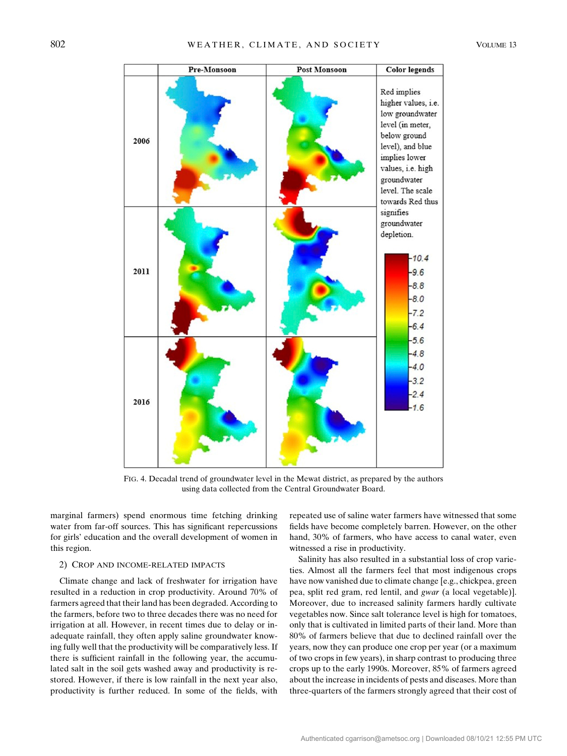FIG. 4. Decadal trend of groundwater level in the Mewat district, as prepared by the authors using data collected from the Central Groundwater Board.

marginal farmers) spend enormous time fetching drinking water from far-off sources. This has significant repercussions for girls' education and the overall development of women in this region.

### 2) Crop and income-related impacts

Climate change and lack of freshwater for irrigation have resulted in a reduction in crop productivity. Around 70% of farmers agreed that their land has been degraded. According to the farmers, before two to three decades there was no need for irrigation at all. However, in recent times due to delay or inadequate rainfall, they often apply saline groundwater knowing fully well that the productivity will be comparatively less. If there is sufficient rainfall in the following year, the accumulated salt in the soil gets washed away and productivity is restored. However, if there is low rainfall in the next year also, productivity is further reduced. In some of the fields, with repeated use of saline water farmers have witnessed that some fields have become completely barren. However, on the other hand, 30% of farmers, who have access to canal water, even witnessed a rise in productivity.

Salinity has also resulted in a substantial loss of crop varieties. Almost all the farmers feel that most indigenous crops have now vanished due to climate change [e.g., chickpea, green pea, split red gram, red lentil, and *gwar* (a local vegetable)]. Moreover, due to increased salinity farmers hardly cultivate vegetables now. Since salt tolerance level is high for tomatoes, only that is cultivated in limited parts of their land. More than 80% of farmers believe that due to declined rainfall over the years, now they can produce one crop per year (or a maximum of two crops in few years), in sharp contrast to producing three crops up to the early 1990s. Moreover, 85% of farmers agreed about the increase in incidents of pests and diseases. More than three-quarters of the farmers strongly agreed that their cost of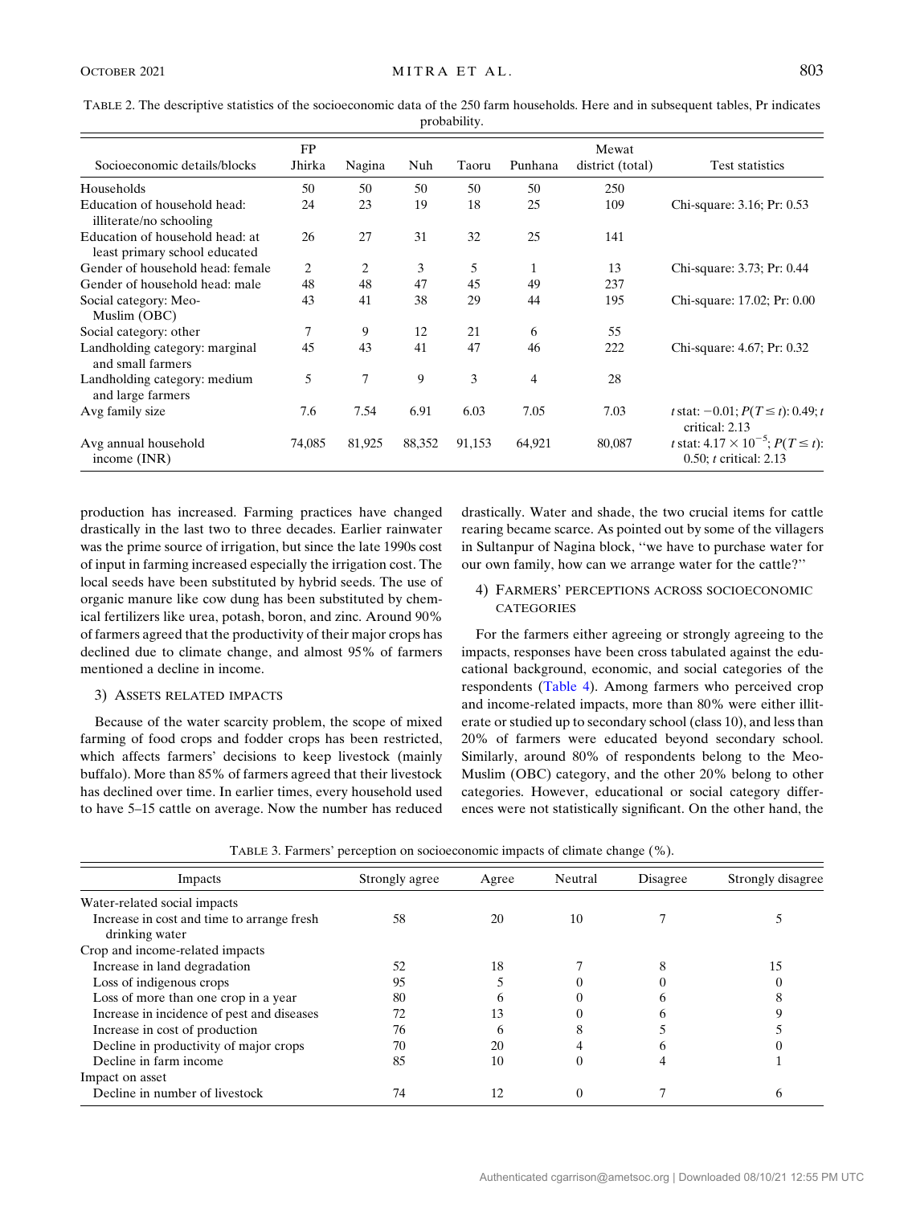TABLE 2. The descriptive statistics of the socioeconomic data of the 250 farm households. Here and in subsequent tables, Pr indicates probability.

| Socioeconomic details/blocks | FP Jhirka | Nagina | Nuh | Taoru | Punhana | Mewat district (total) | Test statistics |
|---|---|---|---|---|---|---|---|
| Households | 50 | 50 | 50 | 50 | 50 | 250 | |
| Education of household head: illiterate/no schooling | 24 | 23 | 19 | 18 | 25 | 109 | Chi-square: 3.16; Pr: 0.53 |
| Education of household head: at least primary school educated | 26 | 27 | 31 | 32 | 25 | 141 | |
| Gender of household head: female | 2 | 2 | 3 | 5 | 1 | 13 | Chi-square: 3.73; Pr: 0.44 |
| Gender of household head: male | 48 | 48 | 47 | 45 | 49 | 237 | |
| Social category: Meo-Muslim (OBC) | 43 | 41 | 38 | 29 | 44 | 195 | Chi-square: 17.02; Pr: 0.00 |
| Social category: other | 7 | 9 | 12 | 21 | 6 | 55 | |
| Landholding category: marginal and small farmers | 45 | 43 | 41 | 47 | 46 | 222 | Chi-square: 4.67; Pr: 0.32 |
| Landholding category: medium and large farmers | 5 | 7 | 9 | 3 | 4 | 28 | |
| Avg family size | 7.6 | 7.54 | 6.91 | 6.03 | 7.05 | 7.03 | $t$ stat: −0.01; $P(T \leq t)$: 0.49; $t$ critical: 2.13 |
| Avg annual household income (INR) | 74,085 | 81,925 | 88,352 | 91,153 | 64,921 | 80,087 | $t$ stat: $4.17 \times 10^{-5}$; $P(T \leq t)$: 0.50; $t$ critical: 2.13 |

production has increased. Farming practices have changed drastically in the last two to three decades. Earlier rainwater was the prime source of irrigation, but since the late 1990s cost of input in farming increased especially the irrigation cost. The local seeds have been substituted by hybrid seeds. The use of organic manure like cow dung has been substituted by chemical fertilizers like urea, potash, boron, and zinc. Around 90% of farmers agreed that the productivity of their major crops has declined due to climate change, and almost 95% of farmers mentioned a decline in income.

### 3) Assets related impacts

Because of the water scarcity problem, the scope of mixed farming of food crops and fodder crops has been restricted, which affects farmers' decisions to keep livestock (mainly buffalo). More than 85% of farmers agreed that their livestock has declined over time. In earlier times, every household used to have 5–15 cattle on average. Now the number has reduced drastically. Water and shade, the two crucial items for cattle rearing became scarce. As pointed out by some of the villagers in Sultanpur of Nagina block, ''we have to purchase water for our own family, how can we arrange water for the cattle?''

### 4) Farmers' perceptions across socioeconomic categories

For the farmers either agreeing or strongly agreeing to the impacts, responses have been cross tabulated against the educational background, economic, and social categories of the respondents (Table 4). Among farmers who perceived crop and income-related impacts, more than 80% were either illiterate or studied up to secondary school (class 10), and less than 20% of farmers were educated beyond secondary school. Similarly, around 80% of respondents belong to the Meo-Muslim (OBC) category, and the other 20% belong to other categories. However, educational or social category differences were not statistically significant. On the other hand, the

TABLE 3. Farmers' perception on socioeconomic impacts of climate change (%).

| Impacts | Strongly agree | Agree | Neutral | Disagree | Strongly disagree |
|---|---|---|---|---|---|
| Water-related social impacts | | | | | |
| Increase in cost and time to arrange fresh drinking water | 58 | 20 | 10 | 7 | 5 |
| Crop and income-related impacts | | | | | |
| Increase in land degradation | 52 | 18 | 7 | 8 | 15 |
| Loss of indigenous crops | 95 | 5 | 0 | 0 | 0 |
| Loss of more than one crop in a year | 80 | 6 | 0 | 6 | 8 |
| Increase in incidence of pest and diseases | 72 | 13 | 0 | 6 | 9 |
| Increase in cost of production | 76 | 6 | 8 | 5 | 5 |
| Decline in productivity of major crops | 70 | 20 | 4 | 6 | 0 |
| Decline in farm income | 85 | 10 | 0 | 4 | 1 |
| Impact on asset | | | | | |
| Decline in number of livestock | 74 | 12 | 0 | 7 | 6 |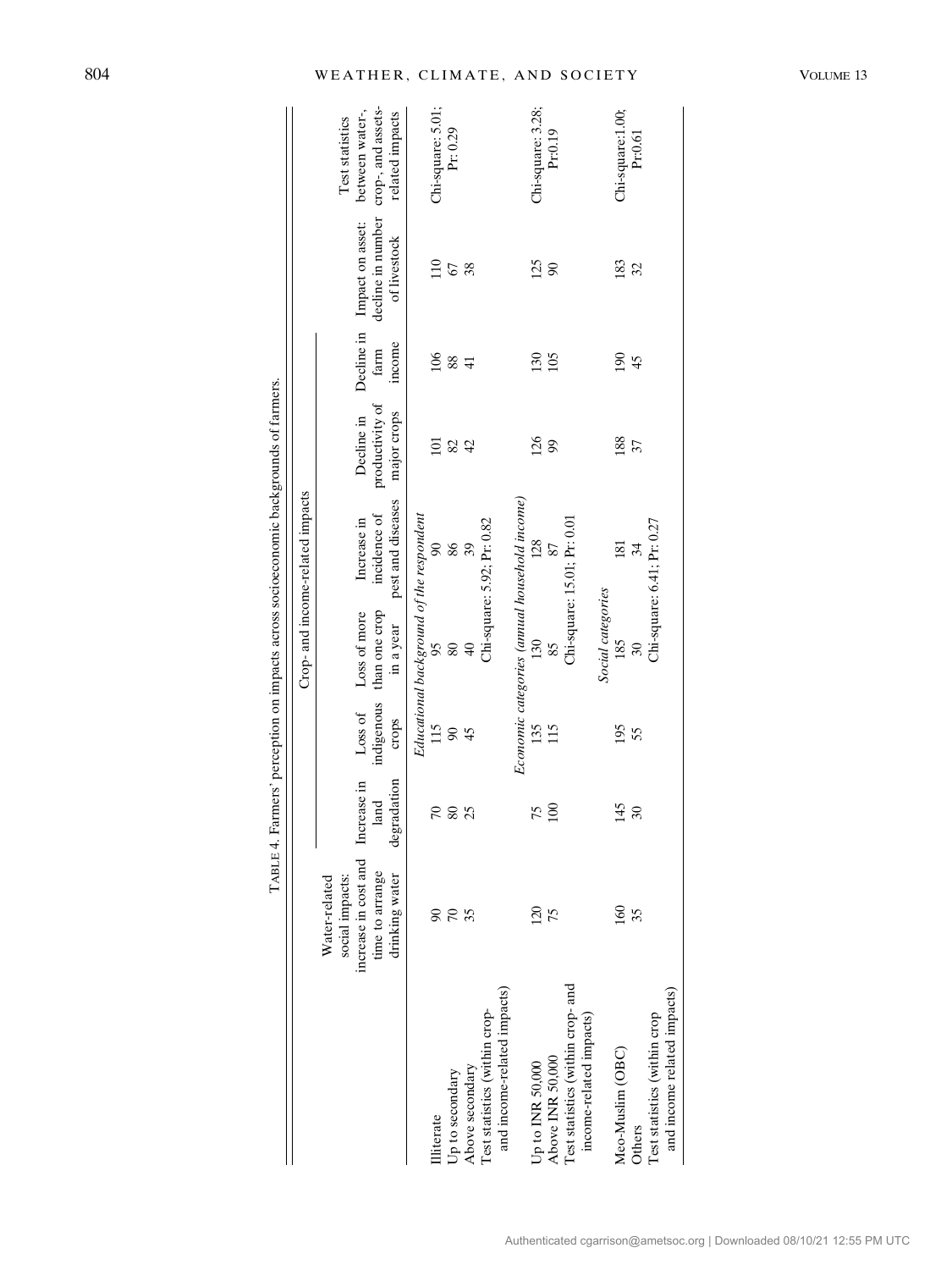TABLE 4. Farmers' perception on impacts across socioeconomic backgrounds of farmers.

| | Water-related social impacts: increase in cost and time to arrange drinking water | Crop- and income-related impacts: Increase in land degradation | Loss of indigenous crops | Loss of more than one crop in a year | Increase in incidence of pest and diseases | Decline in productivity of major crops | Decline in farm income | Impact on asset: decline in number of livestock | Test statistics between water-, crop-, and assets-related impacts |
|---|---|---|---|---|---|---|---|---|---|
| *Educational background of the respondent* | | | | | | | | | |
| Illiterate | 90 | 70 | 115 | 95 | 90 | 101 | 106 | 110 | Chi-square: 5.01; Pr: 0.29 |
| Up to secondary | 70 | 80 | 90 | 80 | 86 | 82 | 88 | 67 | |
| Above secondary | 35 | 25 | 45 | 40 | 39 | 42 | 41 | 38 | |
| Test statistics (within crop- and income-related impacts) | | Chi-square: 5.92; Pr: 0.82 | | | | | | | |
| *Economic categories (annual household income)* | | | | | | | | | |
| Up to INR 50,000 | 120 | 75 | 135 | 130 | 128 | 126 | 130 | 125 | Chi-square: 3.28; Pr:0.19 |
| Above INR 50,000 | 75 | 100 | 115 | 85 | 87 | 99 | 105 | 90 | |
| Test statistics (within crop- and income-related impacts) | | Chi-square: 15.01; Pr: 0.01 | | | | | | | |
| *Social categories* | | | | | | | | | |
| Meo-Muslim (OBC) | 160 | 145 | 195 | 185 | 181 | 188 | 190 | 183 | Chi-square:1.00; Pr:0.61 |
| Others | 35 | 30 | 55 | 30 | 34 | 37 | 45 | 32 | |
| Test statistics (within crop and income related impacts) | | Chi-square: 6.41; Pr: 0.27 | | | | | | | |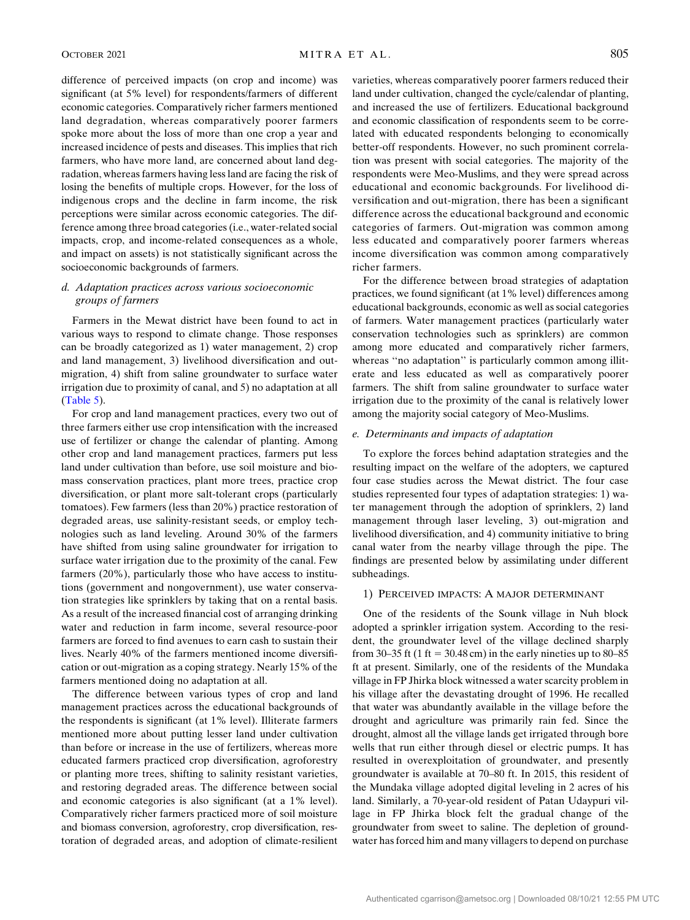difference of perceived impacts (on crop and income) was significant (at 5% level) for respondents/farmers of different economic categories. Comparatively richer farmers mentioned land degradation, whereas comparatively poorer farmers spoke more about the loss of more than one crop a year and increased incidence of pests and diseases. This implies that rich farmers, who have more land, are concerned about land degradation, whereas farmers having less land are facing the risk of losing the benefits of multiple crops. However, for the loss of indigenous crops and the decline in farm income, the risk perceptions were similar across economic categories. The difference among three broad categories (i.e., water-related social impacts, crop, and income-related consequences as a whole, and impact on assets) is not statistically significant across the socioeconomic backgrounds of farmers.

### d. Adaptation practices across various socioeconomic groups of farmers

Farmers in the Mewat district have been found to act in various ways to respond to climate change. Those responses can be broadly categorized as 1) water management, 2) crop and land management, 3) livelihood diversification and out-migration, 4) shift from saline groundwater to surface water irrigation due to proximity of canal, and 5) no adaptation at all (Table 5).

For crop and land management practices, every two out of three farmers either use crop intensification with the increased use of fertilizer or change the calendar of planting. Among other crop and land management practices, farmers put less land under cultivation than before, use soil moisture and biomass conservation practices, plant more trees, practice crop diversification, or plant more salt-tolerant crops (particularly tomatoes). Few farmers (less than 20%) practice restoration of degraded areas, use salinity-resistant seeds, or employ technologies such as land leveling. Around 30% of the farmers have shifted from using saline groundwater for irrigation to surface water irrigation due to the proximity of the canal. Few farmers (20%), particularly those who have access to institutions (government and nongovernment), use water conservation strategies like sprinklers by taking that on a rental basis. As a result of the increased financial cost of arranging drinking water and reduction in farm income, several resource-poor farmers are forced to find avenues to earn cash to sustain their lives. Nearly 40% of the farmers mentioned income diversification or out-migration as a coping strategy. Nearly 15% of the farmers mentioned doing no adaptation at all.

The difference between various types of crop and land management practices across the educational backgrounds of the respondents is significant (at 1% level). Illiterate farmers mentioned more about putting lesser land under cultivation than before or increase in the use of fertilizers, whereas more educated farmers practiced crop diversification, agroforestry or planting more trees, shifting to salinity resistant varieties, and restoring degraded areas. The difference between social and economic categories is also significant (at a 1% level). Comparatively richer farmers practiced more of soil moisture and biomass conversion, agroforestry, crop diversification, restoration of degraded areas, and adoption of climate-resilient varieties, whereas comparatively poorer farmers reduced their land under cultivation, changed the cycle/calendar of planting, and increased the use of fertilizers. Educational background and economic classification of respondents seem to be correlated with educated respondents belonging to economically better-off respondents. However, no such prominent correlation was present with social categories. The majority of the respondents were Meo-Muslims, and they were spread across educational and economic backgrounds. For livelihood diversification and out-migration, there has been a significant difference across the educational background and economic categories of farmers. Out-migration was common among less educated and comparatively poorer farmers whereas income diversification was common among comparatively richer farmers.

For the difference between broad strategies of adaptation practices, we found significant (at 1% level) differences among educational backgrounds, economic as well as social categories of farmers. Water management practices (particularly water conservation technologies such as sprinklers) are common among more educated and comparatively richer farmers, whereas "no adaptation" is particularly common among illiterate and less educated as well as comparatively poorer farmers. The shift from saline groundwater to surface water irrigation due to the proximity of the canal is relatively lower among the majority social category of Meo-Muslims.

### e. Determinants and impacts of adaptation

To explore the forces behind adaptation strategies and the resulting impact on the welfare of the adopters, we captured four case studies across the Mewat district. The four case studies represented four types of adaptation strategies: 1) water management through the adoption of sprinklers, 2) land management through laser leveling, 3) out-migration and livelihood diversification, and 4) community initiative to bring canal water from the nearby village through the pipe. The findings are presented below by assimilating under different subheadings.

#### 1) Perceived impacts: A major determinant

One of the residents of the Sounk village in Nuh block adopted a sprinkler irrigation system. According to the resident, the groundwater level of the village declined sharply from 30–35 ft (1 ft = 30.48 cm) in the early nineties up to 80–85 ft at present. Similarly, one of the residents of the Mundaka village in FP Jhirka block witnessed a water scarcity problem in his village after the devastating drought of 1996. He recalled that water was abundantly available in the village before the drought and agriculture was primarily rain fed. Since the drought, almost all the village lands get irrigated through bore wells that run either through diesel or electric pumps. It has resulted in overexploitation of groundwater, and presently groundwater is available at 70–80 ft. In 2015, this resident of the Mundaka village adopted digital leveling in 2 acres of his land. Similarly, a 70-year-old resident of Patan Udaypuri village in FP Jhirka block felt the gradual change of the groundwater from sweet to saline. The depletion of groundwater has forced him and many villagers to depend on purchase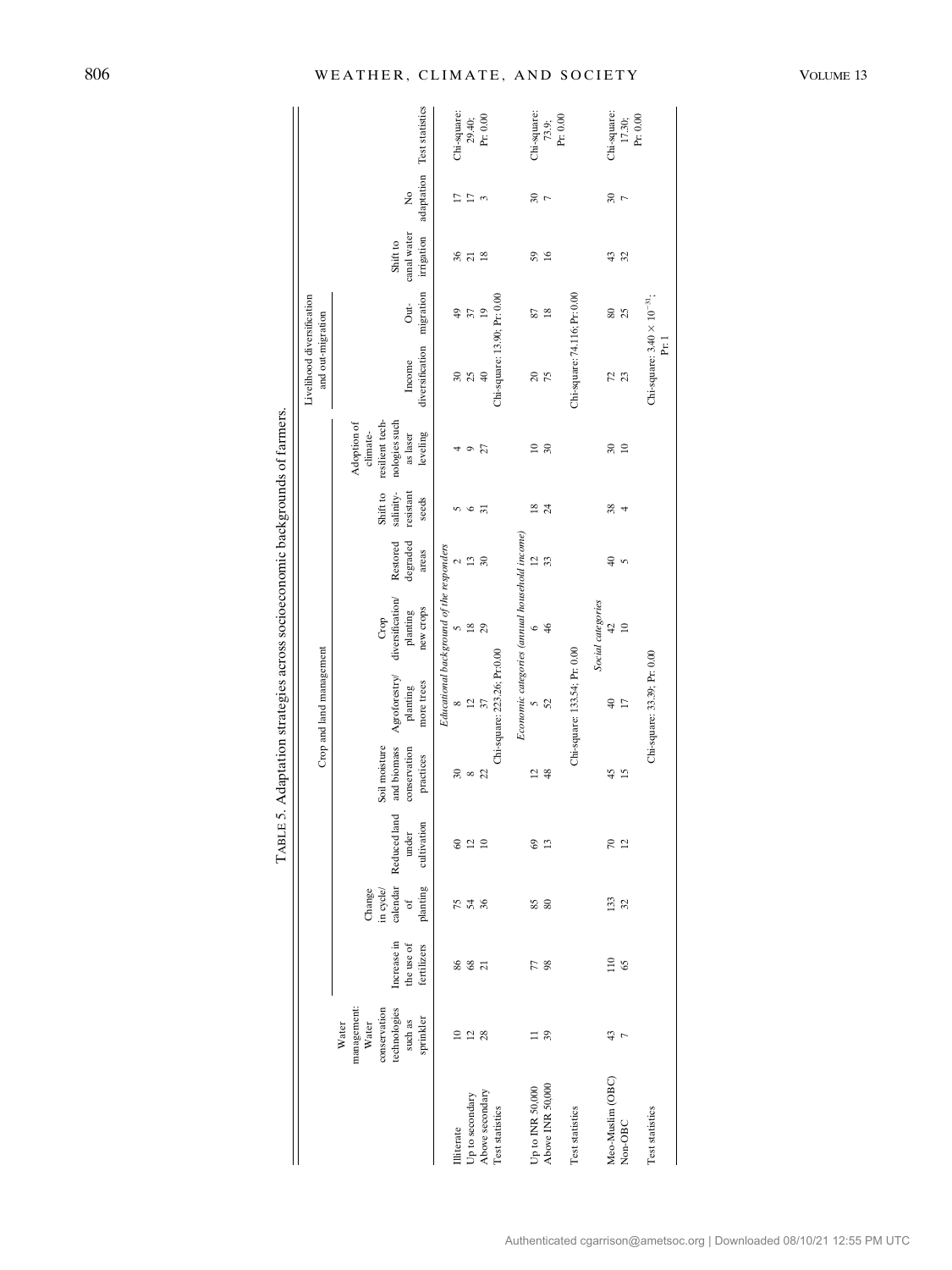TABLE 5. Adaptation strategies across socioeconomic backgrounds of farmers.

| | Water management: Water conservation technologies such as sprinkler | Crop and land management | | | | | | | | | Livelihood diversification and out-migration | | | | |
|---|---|---|---|---|---|---|---|---|---|---|---|---|---|---|---|
| | | Increase in the use of fertilizers | Change in cycle/calendar of planting | Reduced land under cultivation | Soil moisture and biomass conservation practices | Agroforestry/planting more trees | Crop diversification/planting new crops | Restored degraded areas | Shift to salinity-resistant seeds | Adoption of climate-resilient technologies such as laser leveling | Income diversification | Out-migration | Shift to canal water irrigation | No adaptation | Test statistics |
| *Educational background of the responders* | | | | | | | | | | | | | | | |
| Illiterate | 10 | 86 | 75 | 60 | 30 | 8 | 5 | 2 | 5 | 4 | 30 | 49 | 36 | 17 | Chi-square: 29.40; Pr: 0.00 |
| Up to secondary | 12 | 68 | 54 | 12 | 8 | 12 | 18 | 13 | 6 | 9 | 25 | 37 | 21 | 17 | |
| Above secondary | 28 | 21 | 36 | 10 | 22 | 37 | 29 | 30 | 31 | 27 | 40 | 19 | 18 | 3 | |
| Test statistics | | | | | Chi-square: 223.26; Pr:0.00 | | | | | | Chi-square: 13.90; Pr: 0.00 | | | | |
| *Economic categories (annual household income)* | | | | | | | | | | | | | | | |
| Up to INR 50,000 | 11 | 77 | 85 | 69 | 12 | 5 | 6 | 12 | 18 | 10 | 20 | 87 | 59 | 30 | Chi-square: 73.9; Pr: 0.00 |
| Above INR 50,000 | 39 | 98 | 80 | 13 | 48 | 52 | 46 | 33 | 24 | 30 | 75 | 18 | 16 | 7 | |
| Test statistics | | | | | Chi-square: 133.54; Pr: 0.00 | | | | | | Chi-square: 74.116; Pr: 0.00 | | | | |
| *Social categories* | | | | | | | | | | | | | | | |
| Meo-Muslim (OBC) | 43 | 110 | 133 | 70 | 45 | 40 | 42 | 40 | 38 | 30 | 72 | 80 | 43 | 30 | Chi-square: 17.30; Pr: 0.00 |
| Non-OBC | 7 | 65 | 32 | 12 | 15 | 17 | 10 | 5 | 4 | 10 | 23 | 25 | 32 | 7 | |
| Test statistics | | | | | Chi-square: 33.39; Pr: 0.00 | | | | | | Chi-square: $3.40 \times 10^{-31}$; Pr: 1 | | | | |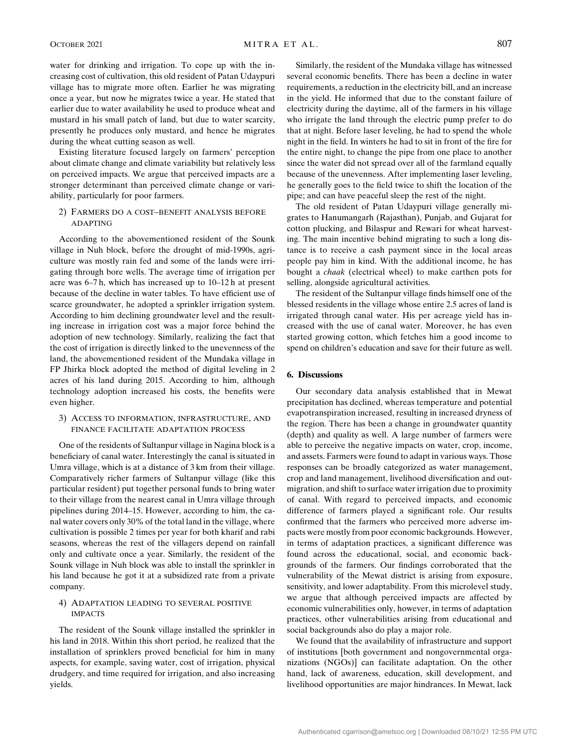water for drinking and irrigation. To cope up with the increasing cost of cultivation, this old resident of Patan Udaypuri village has to migrate more often. Earlier he was migrating once a year, but now he migrates twice a year. He stated that earlier due to water availability he used to produce wheat and mustard in his small patch of land, but due to water scarcity, presently he produces only mustard, and hence he migrates during the wheat cutting season as well.

Existing literature focused largely on farmers' perception about climate change and climate variability but relatively less on perceived impacts. We argue that perceived impacts are a stronger determinant than perceived climate change or variability, particularly for poor farmers.

#### 2) Farmers do a cost–benefit analysis before adapting

According to the abovementioned resident of the Sounk village in Nuh block, before the drought of mid-1990s, agriculture was mostly rain fed and some of the lands were irrigating through bore wells. The average time of irrigation per acre was 6–7 h, which has increased up to 10–12 h at present because of the decline in water tables. To have efficient use of scarce groundwater, he adopted a sprinkler irrigation system. According to him declining groundwater level and the resulting increase in irrigation cost was a major force behind the adoption of new technology. Similarly, realizing the fact that the cost of irrigation is directly linked to the unevenness of the land, the abovementioned resident of the Mundaka village in FP Jhirka block adopted the method of digital leveling in 2 acres of his land during 2015. According to him, although technology adoption increased his costs, the benefits were even higher.

#### 3) Access to information, infrastructure, and finance facilitate adaptation process

One of the residents of Sultanpur village in Nagina block is a beneficiary of canal water. Interestingly the canal is situated in Umra village, which is at a distance of 3 km from their village. Comparatively richer farmers of Sultanpur village (like this particular resident) put together personal funds to bring water to their village from the nearest canal in Umra village through pipelines during 2014–15. However, according to him, the canal water covers only 30% of the total land in the village, where cultivation is possible 2 times per year for both kharif and rabi seasons, whereas the rest of the villagers depend on rainfall only and cultivate once a year. Similarly, the resident of the Sounk village in Nuh block was able to install the sprinkler in his land because he got it at a subsidized rate from a private company.

#### 4) Adaptation leading to several positive impacts

The resident of the Sounk village installed the sprinkler in his land in 2018. Within this short period, he realized that the installation of sprinklers proved beneficial for him in many aspects, for example, saving water, cost of irrigation, physical drudgery, and time required for irrigation, and also increasing yields.

Similarly, the resident of the Mundaka village has witnessed several economic benefits. There has been a decline in water requirements, a reduction in the electricity bill, and an increase in the yield. He informed that due to the constant failure of electricity during the daytime, all of the farmers in his village who irrigate the land through the electric pump prefer to do that at night. Before laser leveling, he had to spend the whole night in the field. In winters he had to sit in front of the fire for the entire night, to change the pipe from one place to another since the water did not spread over all of the farmland equally because of the unevenness. After implementing laser leveling, he generally goes to the field twice to shift the location of the pipe; and can have peaceful sleep the rest of the night.

The old resident of Patan Udaypuri village generally migrates to Hanumangarh (Rajasthan), Punjab, and Gujarat for cotton plucking, and Bilaspur and Rewari for wheat harvesting. The main incentive behind migrating to such a long distance is to receive a cash payment since in the local areas people pay him in kind. With the additional income, he has bought a *chaak* (electrical wheel) to make earthen pots for selling, alongside agricultural activities.

The resident of the Sultanpur village finds himself one of the blessed residents in the village whose entire 2.5 acres of land is irrigated through canal water. His per acreage yield has increased with the use of canal water. Moreover, he has even started growing cotton, which fetches him a good income to spend on children's education and save for their future as well.

## 6. Discussions

Our secondary data analysis established that in Mewat precipitation has declined, whereas temperature and potential evapotranspiration increased, resulting in increased dryness of the region. There has been a change in groundwater quantity (depth) and quality as well. A large number of farmers were able to perceive the negative impacts on water, crop, income, and assets. Farmers were found to adapt in various ways. Those responses can be broadly categorized as water management, crop and land management, livelihood diversification and outmigration, and shift to surface water irrigation due to proximity of canal. With regard to perceived impacts, and economic difference of farmers played a significant role. Our results confirmed that the farmers who perceived more adverse impacts were mostly from poor economic backgrounds. However, in terms of adaptation practices, a significant difference was found across the educational, social, and economic backgrounds of the farmers. Our findings corroborated that the vulnerability of the Mewat district is arising from exposure, sensitivity, and lower adaptability. From this microlevel study, we argue that although perceived impacts are affected by economic vulnerabilities only, however, in terms of adaptation practices, other vulnerabilities arising from educational and social backgrounds also do play a major role.

We found that the availability of infrastructure and support of institutions [both government and nongovernmental organizations (NGOs)] can facilitate adaptation. On the other hand, lack of awareness, education, skill development, and livelihood opportunities are major hindrances. In Mewat, lack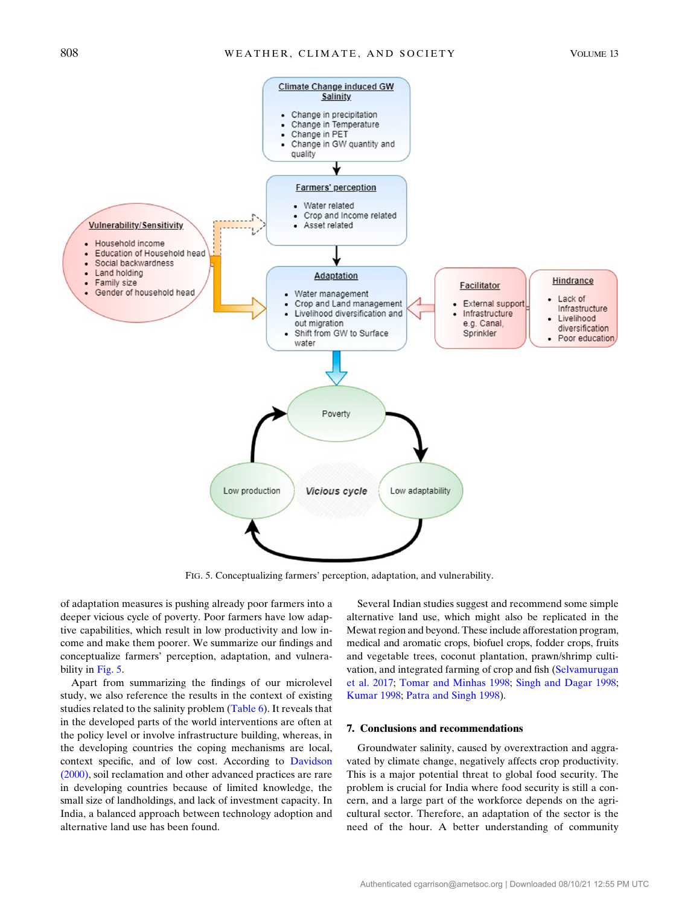FIG. 5. Conceptualizing farmers' perception, adaptation, and vulnerability.

of adaptation measures is pushing already poor farmers into a deeper vicious cycle of poverty. Poor farmers have low adaptive capabilities, which result in low productivity and low income and make them poorer. We summarize our findings and conceptualize farmers' perception, adaptation, and vulnerability in Fig. 5.

Apart from summarizing the findings of our microlevel study, we also reference the results in the context of existing studies related to the salinity problem (Table 6). It reveals that in the developed parts of the world interventions are often at the policy level or involve infrastructure building, whereas, in the developing countries the coping mechanisms are local, context specific, and of low cost. According to Davidson (2000), soil reclamation and other advanced practices are rare in developing countries because of limited knowledge, the small size of landholdings, and lack of investment capacity. In India, a balanced approach between technology adoption and alternative land use has been found.

Several Indian studies suggest and recommend some simple alternative land use, which might also be replicated in the Mewat region and beyond. These include afforestation program, medical and aromatic crops, biofuel crops, fodder crops, fruits and vegetable trees, coconut plantation, prawn/shrimp cultivation, and integrated farming of crop and fish (Selvamurugan et al. 2017; Tomar and Minhas 1998; Singh and Dagar 1998; Kumar 1998; Patra and Singh 1998).

## 7. Conclusions and recommendations

Groundwater salinity, caused by overextraction and aggravated by climate change, negatively affects crop productivity. This is a major potential threat to global food security. The problem is crucial for India where food security is still a concern, and a large part of the workforce depends on the agricultural sector. Therefore, an adaptation of the sector is the need of the hour. A better understanding of community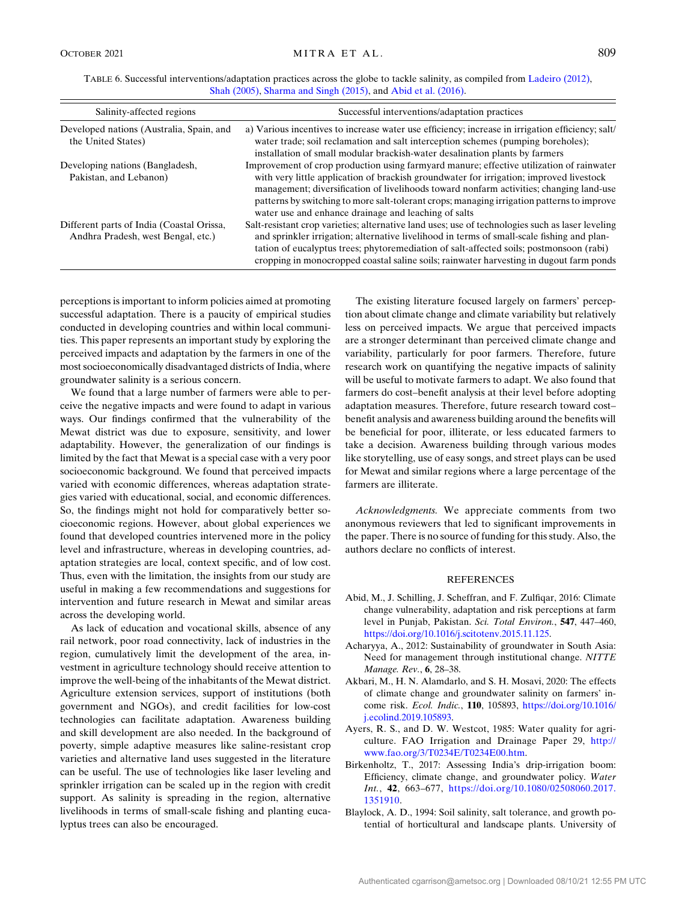TABLE 6. Successful interventions/adaptation practices across the globe to tackle salinity, as compiled from Ladeiro (2012), Shah (2005), Sharma and Singh (2015), and Abid et al. (2016).

| Salinity-affected regions | Successful interventions/adaptation practices |
|---|---|
| Developed nations (Australia, Spain, and the United States) | a) Various incentives to increase water use efficiency; increase in irrigation efficiency; salt/water trade; soil reclamation and salt interception schemes (pumping boreholes); installation of small modular brackish-water desalination plants by farmers |
| Developing nations (Bangladesh, Pakistan, and Lebanon) | Improvement of crop production using farmyard manure; effective utilization of rainwater with very little application of brackish groundwater for irrigation; improved livestock management; diversification of livelihoods toward nonfarm activities; changing land-use patterns by switching to more salt-tolerant crops; managing irrigation patterns to improve water use and enhance drainage and leaching of salts |
| Different parts of India (Coastal Orissa, Andhra Pradesh, west Bengal, etc.) | Salt-resistant crop varieties; alternative land uses; use of technologies such as laser leveling and sprinkler irrigation; alternative livelihood in terms of small-scale fishing and plantation of eucalyptus trees; phytoremediation of salt-affected soils; postmonsoon (rabi) cropping in monocropped coastal saline soils; rainwater harvesting in dugout farm ponds |

perceptions is important to inform policies aimed at promoting successful adaptation. There is a paucity of empirical studies conducted in developing countries and within local communities. This paper represents an important study by exploring the perceived impacts and adaptation by the farmers in one of the most socioeconomically disadvantaged districts of India, where groundwater salinity is a serious concern.

We found that a large number of farmers were able to perceive the negative impacts and were found to adapt in various ways. Our findings confirmed that the vulnerability of the Mewat district was due to exposure, sensitivity, and lower adaptability. However, the generalization of our findings is limited by the fact that Mewat is a special case with a very poor socioeconomic background. We found that perceived impacts varied with economic differences, whereas adaptation strategies varied with educational, social, and economic differences. So, the findings might not hold for comparatively better socioeconomic regions. However, about global experiences we found that developed countries intervened more in the policy level and infrastructure, whereas in developing countries, adaptation strategies are local, context specific, and of low cost. Thus, even with the limitation, the insights from our study are useful in making a few recommendations and suggestions for intervention and future research in Mewat and similar areas across the developing world.

As lack of education and vocational skills, absence of any rail network, poor road connectivity, lack of industries in the region, cumulatively limit the development of the area, investment in agriculture technology should receive attention to improve the well-being of the inhabitants of the Mewat district. Agriculture extension services, support of institutions (both government and NGOs), and credit facilities for low-cost technologies can facilitate adaptation. Awareness building and skill development are also needed. In the background of poverty, simple adaptive measures like saline-resistant crop varieties and alternative land uses suggested in the literature can be useful. The use of technologies like laser leveling and sprinkler irrigation can be scaled up in the region with credit support. As salinity is spreading in the region, alternative livelihoods in terms of small-scale fishing and planting eucalyptus trees can also be encouraged.

The existing literature focused largely on farmers' perception about climate change and climate variability but relatively less on perceived impacts. We argue that perceived impacts are a stronger determinant than perceived climate change and variability, particularly for poor farmers. Therefore, future research work on quantifying the negative impacts of salinity will be useful to motivate farmers to adapt. We also found that farmers do cost–benefit analysis at their level before adopting adaptation measures. Therefore, future research toward cost–benefit analysis and awareness building around the benefits will be beneficial for poor, illiterate, or less educated farmers to take a decision. Awareness building through various modes like storytelling, use of easy songs, and street plays can be used for Mewat and similar regions where a large percentage of the farmers are illiterate.

*Acknowledgments.* We appreciate comments from two anonymous reviewers that led to significant improvements in the paper. There is no source of funding for this study. Also, the authors declare no conflicts of interest.

## REFERENCES

Abid, M., J. Schilling, J. Scheffran, and F. Zulfiqar, 2016: Climate change vulnerability, adaptation and risk perceptions at farm level in Punjab, Pakistan. *Sci. Total Environ.*, **547**, 447–460, https://doi.org/10.1016/j.scitotenv.2015.11.125.

Acharyya, A., 2012: Sustainability of groundwater in South Asia: Need for management through institutional change. *NITTE Manage. Rev.*, **6**, 28–38.

Akbari, M., H. N. Alamdarlo, and S. H. Mosavi, 2020: The effects of climate change and groundwater salinity on farmers' income risk. *Ecol. Indic.*, **110**, 105893, https://doi.org/10.1016/j.ecolind.2019.105893.

Ayers, R. S., and D. W. Westcot, 1985: Water quality for agriculture. FAO Irrigation and Drainage Paper 29, http://www.fao.org/3/T0234E/T0234E00.htm.

Birkenholtz, T., 2017: Assessing India's drip-irrigation boom: Efficiency, climate change, and groundwater policy. *Water Int.*, **42**, 663–677, https://doi.org/10.1080/02508060.2017.1351910.

Blaylock, A. D., 1994: Soil salinity, salt tolerance, and growth potential of horticultural and landscape plants. University of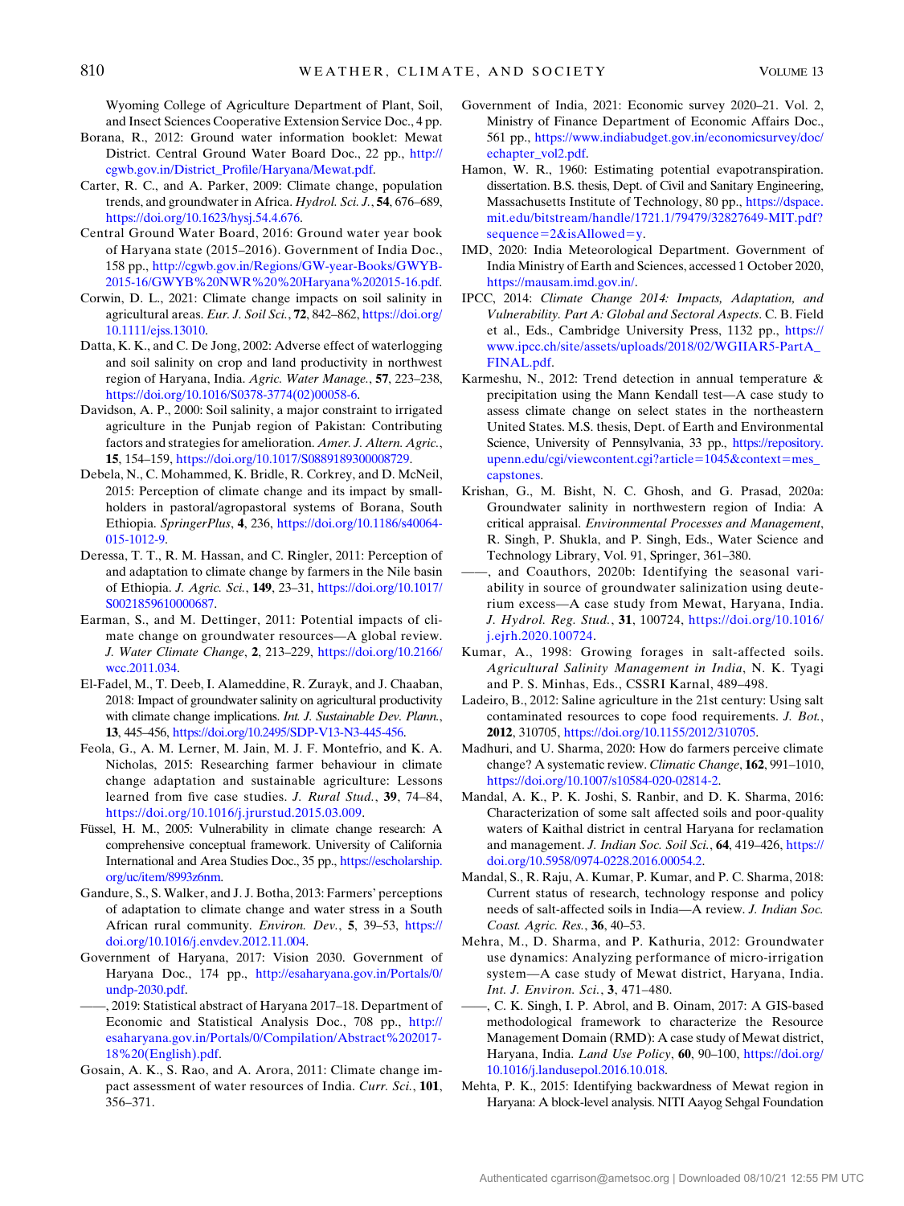Wyoming College of Agriculture Department of Plant, Soil, and Insect Sciences Cooperative Extension Service Doc., 4 pp.

Borana, R., 2012: Ground water information booklet: Mewat District. Central Ground Water Board Doc., 22 pp., http://cgwb.gov.in/District_Profile/Haryana/Mewat.pdf.

Carter, R. C., and A. Parker, 2009: Climate change, population trends, and groundwater in Africa. *Hydrol. Sci. J.*, **54**, 676–689, https://doi.org/10.1623/hysj.54.4.676.

Central Ground Water Board, 2016: Ground water year book of Haryana state (2015–2016). Government of India Doc., 158 pp., http://cgwb.gov.in/Regions/GW-year-Books/GWYB-2015-16/GWYB%20NWR%20%20Haryana%202015-16.pdf.

Corwin, D. L., 2021: Climate change impacts on soil salinity in agricultural areas. *Eur. J. Soil Sci.*, **72**, 842–862, https://doi.org/10.1111/ejss.13010.

Datta, K. K., and C. De Jong, 2002: Adverse effect of waterlogging and soil salinity on crop and land productivity in northwest region of Haryana, India. *Agric. Water Manage.*, **57**, 223–238, https://doi.org/10.1016/S0378-3774(02)00058-6.

Davidson, A. P., 2000: Soil salinity, a major constraint to irrigated agriculture in the Punjab region of Pakistan: Contributing factors and strategies for amelioration. *Amer. J. Altern. Agric.*, **15**, 154–159, https://doi.org/10.1017/S0889189300008729.

Debela, N., C. Mohammed, K. Bridle, R. Corkrey, and D. McNeil, 2015: Perception of climate change and its impact by smallholders in pastoral/agropastoral systems of Borana, South Ethiopia. *SpringerPlus*, **4**, 236, https://doi.org/10.1186/s40064-015-1012-9.

Deressa, T. T., R. M. Hassan, and C. Ringler, 2011: Perception of and adaptation to climate change by farmers in the Nile basin of Ethiopia. *J. Agric. Sci.*, **149**, 23–31, https://doi.org/10.1017/S0021859610000687.

Earman, S., and M. Dettinger, 2011: Potential impacts of climate change on groundwater resources—A global review. *J. Water Climate Change*, **2**, 213–229, https://doi.org/10.2166/wcc.2011.034.

El-Fadel, M., T. Deeb, I. Alameddine, R. Zurayk, and J. Chaaban, 2018: Impact of groundwater salinity on agricultural productivity with climate change implications. *Int. J. Sustainable Dev. Plann.*, **13**, 445–456, https://doi.org/10.2495/SDP-V13-N3-445-456.

Feola, G., A. M. Lerner, M. Jain, M. J. F. Montefrio, and K. A. Nicholas, 2015: Researching farmer behaviour in climate change adaptation and sustainable agriculture: Lessons learned from five case studies. *J. Rural Stud.*, **39**, 74–84, https://doi.org/10.1016/j.jrurstud.2015.03.009.

Füssel, H. M., 2005: Vulnerability in climate change research: A comprehensive conceptual framework. University of California International and Area Studies Doc., 35 pp., https://escholarship.org/uc/item/8993z6nm.

Gandure, S., S. Walker, and J. J. Botha, 2013: Farmers' perceptions of adaptation to climate change and water stress in a South African rural community. *Environ. Dev.*, **5**, 39–53, https://doi.org/10.1016/j.envdev.2012.11.004.

Government of Haryana, 2017: Vision 2030. Government of Haryana Doc., 174 pp., http://esaharyana.gov.in/Portals/0/undp-2030.pdf.

——, 2019: Statistical abstract of Haryana 2017–18. Department of Economic and Statistical Analysis Doc., 708 pp., http://esaharyana.gov.in/Portals/0/Compilation/Abstract%202017-18%20(English).pdf.

Gosain, A. K., S. Rao, and A. Arora, 2011: Climate change impact assessment of water resources of India. *Curr. Sci.*, **101**, 356–371.

Government of India, 2021: Economic survey 2020–21. Vol. 2, Ministry of Finance Department of Economic Affairs Doc., 561 pp., https://www.indiabudget.gov.in/economicsurvey/doc/echapter_vol2.pdf.

Hamon, W. R., 1960: Estimating potential evapotranspiration. dissertation. B.S. thesis, Dept. of Civil and Sanitary Engineering, Massachusetts Institute of Technology, 80 pp., https://dspace.mit.edu/bitstream/handle/1721.1/79479/32827649-MIT.pdf?sequence=2&isAllowed=y.

IMD, 2020: India Meteorological Department. Government of India Ministry of Earth and Sciences, accessed 1 October 2020, https://mausam.imd.gov.in/.

IPCC, 2014: *Climate Change 2014: Impacts, Adaptation, and Vulnerability. Part A: Global and Sectoral Aspects*. C. B. Field et al., Eds., Cambridge University Press, 1132 pp., https://www.ipcc.ch/site/assets/uploads/2018/02/WGIIAR5-PartA_FINAL.pdf.

Karmeshu, N., 2012: Trend detection in annual temperature & precipitation using the Mann Kendall test—A case study to assess climate change on select states in the northeastern United States. M.S. thesis, Dept. of Earth and Environmental Science, University of Pennsylvania, 33 pp., https://repository.upenn.edu/cgi/viewcontent.cgi?article=1045&context=mes_capstones.

Krishan, G., M. Bisht, N. C. Ghosh, and G. Prasad, 2020a: Groundwater salinity in northwestern region of India: A critical appraisal. *Environmental Processes and Management*, R. Singh, P. Shukla, and P. Singh, Eds., Water Science and Technology Library, Vol. 91, Springer, 361–380.

——, and Coauthors, 2020b: Identifying the seasonal variability in source of groundwater salinization using deuterium excess—A case study from Mewat, Haryana, India. *J. Hydrol. Reg. Stud.*, **31**, 100724, https://doi.org/10.1016/j.ejrh.2020.100724.

Kumar, A., 1998: Growing forages in salt-affected soils. *Agricultural Salinity Management in India*, N. K. Tyagi and P. S. Minhas, Eds., CSSRI Karnal, 489–498.

Ladeiro, B., 2012: Saline agriculture in the 21st century: Using salt contaminated resources to cope food requirements. *J. Bot.*, **2012**, 310705, https://doi.org/10.1155/2012/310705.

Madhuri, and U. Sharma, 2020: How do farmers perceive climate change? A systematic review. *Climatic Change*, **162**, 991–1010, https://doi.org/10.1007/s10584-020-02814-2.

Mandal, A. K., P. K. Joshi, S. Ranbir, and D. K. Sharma, 2016: Characterization of some salt affected soils and poor-quality waters of Kaithal district in central Haryana for reclamation and management. *J. Indian Soc. Soil Sci.*, **64**, 419–426, https://doi.org/10.5958/0974-0228.2016.00054.2.

Mandal, S., R. Raju, A. Kumar, P. Kumar, and P. C. Sharma, 2018: Current status of research, technology response and policy needs of salt-affected soils in India—A review. *J. Indian Soc. Coast. Agric. Res.*, **36**, 40–53.

Mehra, M., D. Sharma, and P. Kathuria, 2012: Groundwater use dynamics: Analyzing performance of micro-irrigation system—A case study of Mewat district, Haryana, India. *Int. J. Environ. Sci.*, **3**, 471–480.

——, C. K. Singh, I. P. Abrol, and B. Oinam, 2017: A GIS-based methodological framework to characterize the Resource Management Domain (RMD): A case study of Mewat district, Haryana, India. *Land Use Policy*, **60**, 90–100, https://doi.org/10.1016/j.landusepol.2016.10.018.

Mehta, P. K., 2015: Identifying backwardness of Mewat region in Haryana: A block-level analysis. NITI Aayog Sehgal Foundation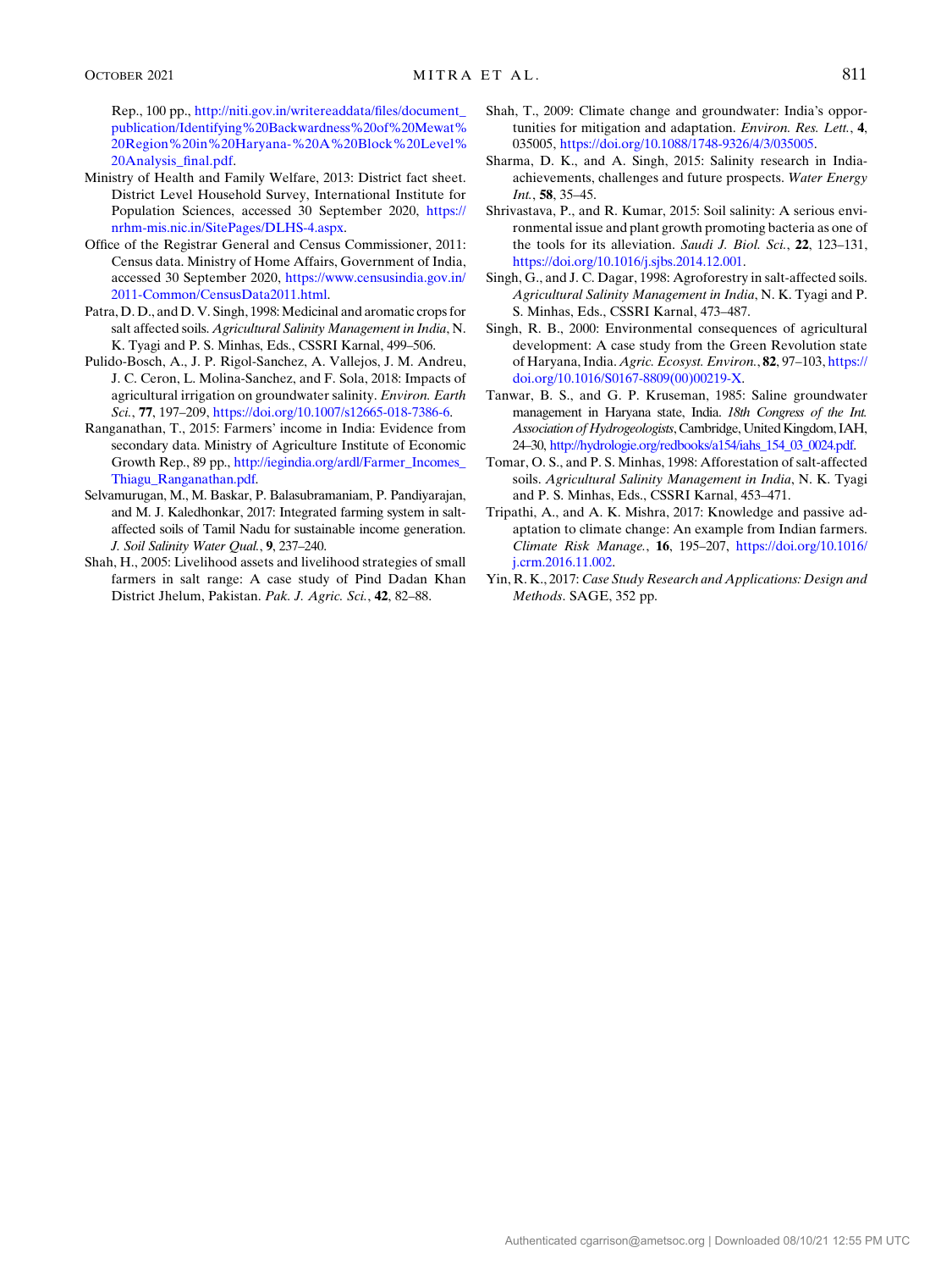Rep., 100 pp., http://niti.gov.in/writereaddata/files/document_publication/Identifying%20Backwardness%20of%20Mewat%20Region%20in%20Haryana-%20A%20Block%20Level%20Analysis_final.pdf.

Ministry of Health and Family Welfare, 2013: District fact sheet. District Level Household Survey, International Institute for Population Sciences, accessed 30 September 2020, https://nrhm-mis.nic.in/SitePages/DLHS-4.aspx.

Office of the Registrar General and Census Commissioner, 2011: Census data. Ministry of Home Affairs, Government of India, accessed 30 September 2020, https://www.censusindia.gov.in/2011-Common/CensusData2011.html.

Patra, D. D., and D. V. Singh, 1998: Medicinal and aromatic crops for salt affected soils. *Agricultural Salinity Management in India*, N. K. Tyagi and P. S. Minhas, Eds., CSSRI Karnal, 499–506.

Pulido-Bosch, A., J. P. Rigol-Sanchez, A. Vallejos, J. M. Andreu, J. C. Ceron, L. Molina-Sanchez, and F. Sola, 2018: Impacts of agricultural irrigation on groundwater salinity. *Environ. Earth Sci.*, **77**, 197–209, https://doi.org/10.1007/s12665-018-7386-6.

Ranganathan, T., 2015: Farmers' income in India: Evidence from secondary data. Ministry of Agriculture Institute of Economic Growth Rep., 89 pp., http://iegindia.org/ardl/Farmer_Incomes_Thiagu_Ranganathan.pdf.

Selvamurugan, M., M. Baskar, P. Balasubramaniam, P. Pandiyarajan, and M. J. Kaledhonkar, 2017: Integrated farming system in salt-affected soils of Tamil Nadu for sustainable income generation. *J. Soil Salinity Water Qual.*, **9**, 237–240.

Shah, H., 2005: Livelihood assets and livelihood strategies of small farmers in salt range: A case study of Pind Dadan Khan District Jhelum, Pakistan. *Pak. J. Agric. Sci.*, **42**, 82–88.

Shah, T., 2009: Climate change and groundwater: India's opportunities for mitigation and adaptation. *Environ. Res. Lett.*, **4**, 035005, https://doi.org/10.1088/1748-9326/4/3/035005.

Sharma, D. K., and A. Singh, 2015: Salinity research in India-achievements, challenges and future prospects. *Water Energy Int.*, **58**, 35–45.

Shrivastava, P., and R. Kumar, 2015: Soil salinity: A serious environmental issue and plant growth promoting bacteria as one of the tools for its alleviation. *Saudi J. Biol. Sci.*, **22**, 123–131, https://doi.org/10.1016/j.sjbs.2014.12.001.

Singh, G., and J. C. Dagar, 1998: Agroforestry in salt-affected soils. *Agricultural Salinity Management in India*, N. K. Tyagi and P. S. Minhas, Eds., CSSRI Karnal, 473–487.

Singh, R. B., 2000: Environmental consequences of agricultural development: A case study from the Green Revolution state of Haryana, India. *Agric. Ecosyst. Environ.*, **82**, 97–103, https://doi.org/10.1016/S0167-8809(00)00219-X.

Tanwar, B. S., and G. P. Kruseman, 1985: Saline groundwater management in Haryana state, India. *18th Congress of the Int. Association of Hydrogeologists*, Cambridge, United Kingdom, IAH, 24–30, http://hydrologie.org/redbooks/a154/iahs_154_03_0024.pdf.

Tomar, O. S., and P. S. Minhas, 1998: Afforestation of salt-affected soils. *Agricultural Salinity Management in India*, N. K. Tyagi and P. S. Minhas, Eds., CSSRI Karnal, 453–471.

Tripathi, A., and A. K. Mishra, 2017: Knowledge and passive adaptation to climate change: An example from Indian farmers. *Climate Risk Manage.*, **16**, 195–207, https://doi.org/10.1016/j.crm.2016.11.002.

Yin, R. K., 2017: *Case Study Research and Applications: Design and Methods*. SAGE, 352 pp.